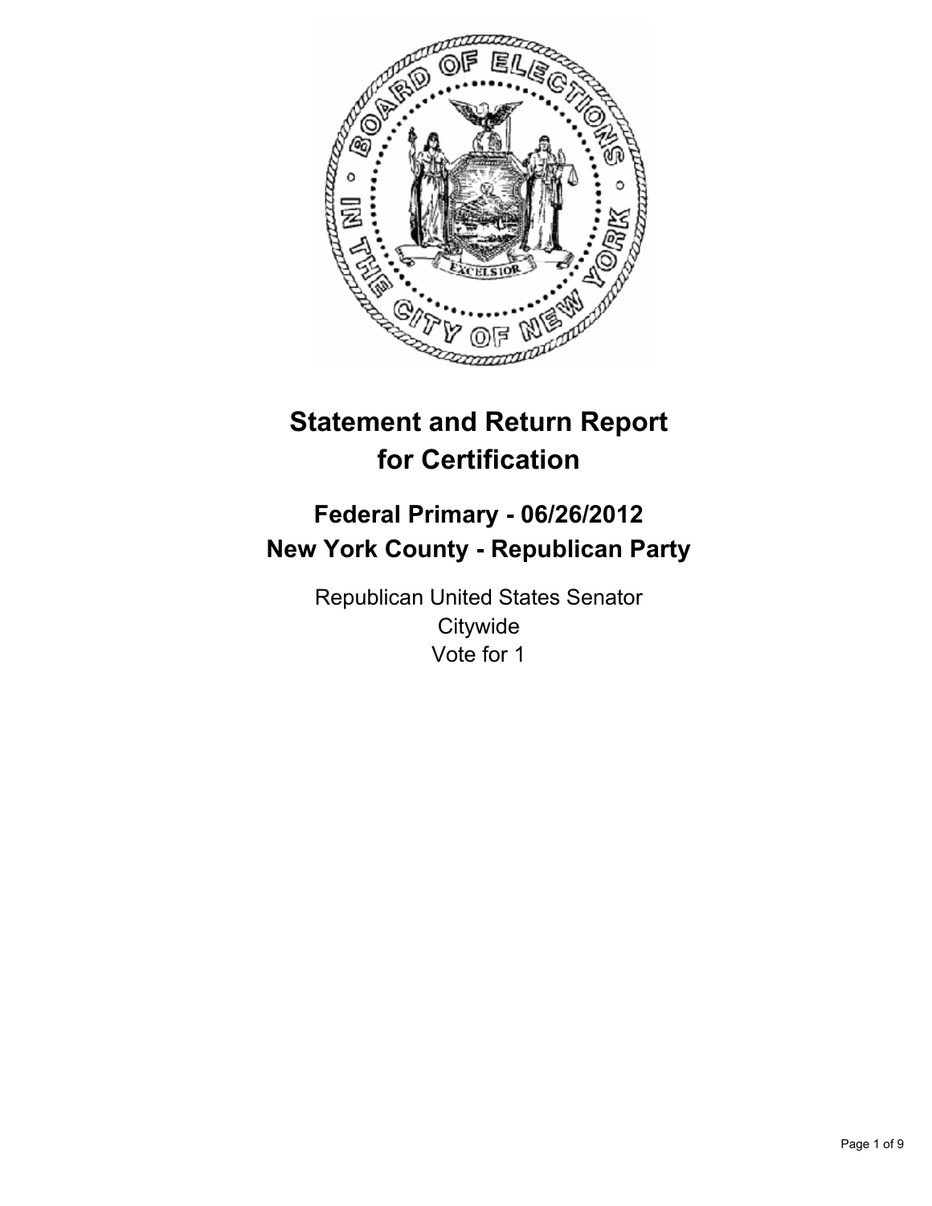# Statement and Return Report for Certification

## Federal Primary - 06/26/2012
## New York County - Republican Party

Republican United States Senator
Citywide
Vote for 1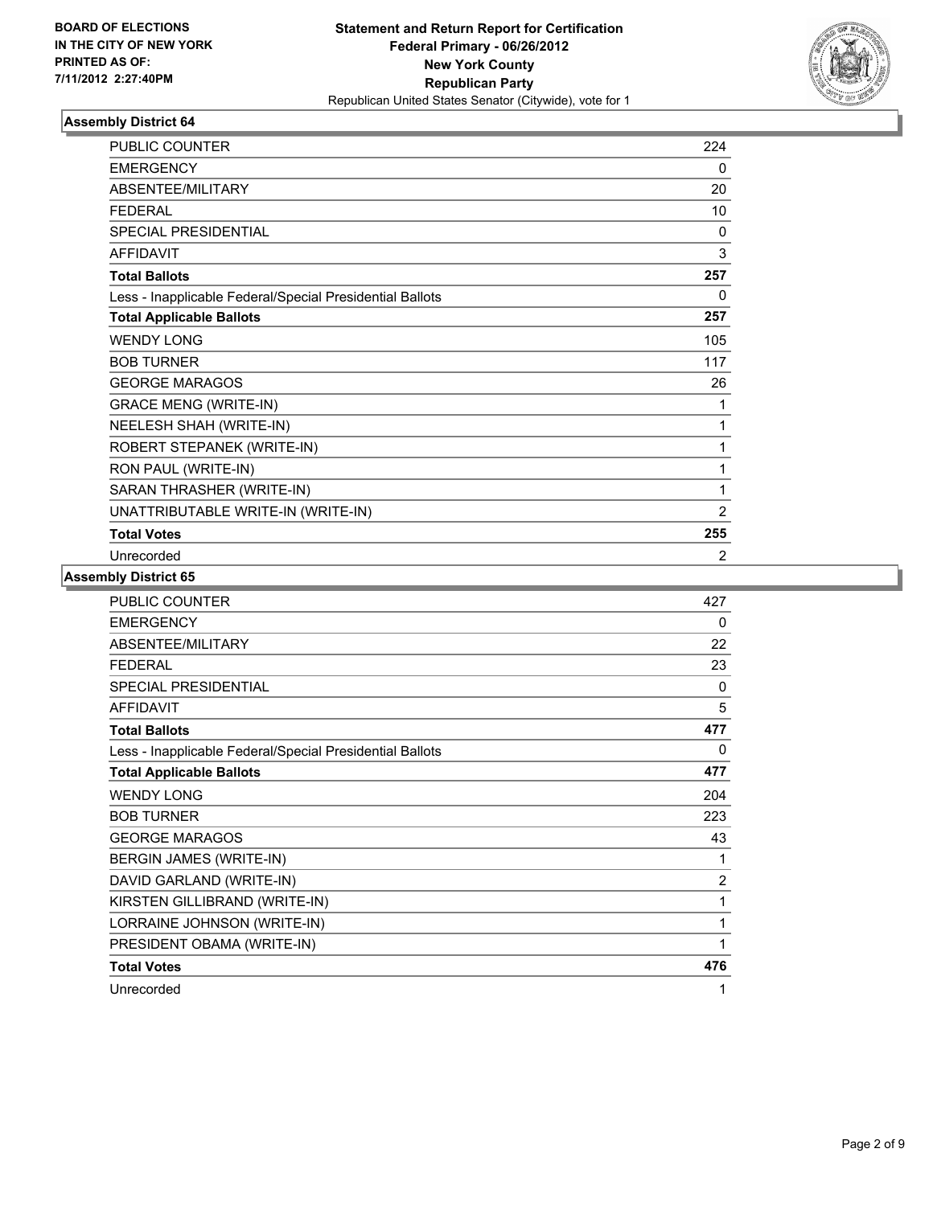**BOARD OF ELECTIONS IN THE CITY OF NEW YORK PRINTED AS OF: 7/11/2012 2:27:40PM**

**Statement and Return Report for Certification**
**Federal Primary - 06/26/2012**
**New York County**
**Republican Party**
Republican United States Senator (Citywide), vote for 1

## Assembly District 64

| | |
|---|---|
| PUBLIC COUNTER | 224 |
| EMERGENCY | 0 |
| ABSENTEE/MILITARY | 20 |
| FEDERAL | 10 |
| SPECIAL PRESIDENTIAL | 0 |
| AFFIDAVIT | 3 |
| **Total Ballots** | **257** |
| Less - Inapplicable Federal/Special Presidential Ballots | 0 |
| **Total Applicable Ballots** | **257** |
| WENDY LONG | 105 |
| BOB TURNER | 117 |
| GEORGE MARAGOS | 26 |
| GRACE MENG (WRITE-IN) | 1 |
| NEELESH SHAH (WRITE-IN) | 1 |
| ROBERT STEPANEK (WRITE-IN) | 1 |
| RON PAUL (WRITE-IN) | 1 |
| SARAN THRASHER (WRITE-IN) | 1 |
| UNATTRIBUTABLE WRITE-IN (WRITE-IN) | 2 |
| **Total Votes** | **255** |
| Unrecorded | 2 |

## Assembly District 65

| | |
|---|---|
| PUBLIC COUNTER | 427 |
| EMERGENCY | 0 |
| ABSENTEE/MILITARY | 22 |
| FEDERAL | 23 |
| SPECIAL PRESIDENTIAL | 0 |
| AFFIDAVIT | 5 |
| **Total Ballots** | **477** |
| Less - Inapplicable Federal/Special Presidential Ballots | 0 |
| **Total Applicable Ballots** | **477** |
| WENDY LONG | 204 |
| BOB TURNER | 223 |
| GEORGE MARAGOS | 43 |
| BERGIN JAMES (WRITE-IN) | 1 |
| DAVID GARLAND (WRITE-IN) | 2 |
| KIRSTEN GILLIBRAND (WRITE-IN) | 1 |
| LORRAINE JOHNSON (WRITE-IN) | 1 |
| PRESIDENT OBAMA (WRITE-IN) | 1 |
| **Total Votes** | **476** |
| Unrecorded | 1 |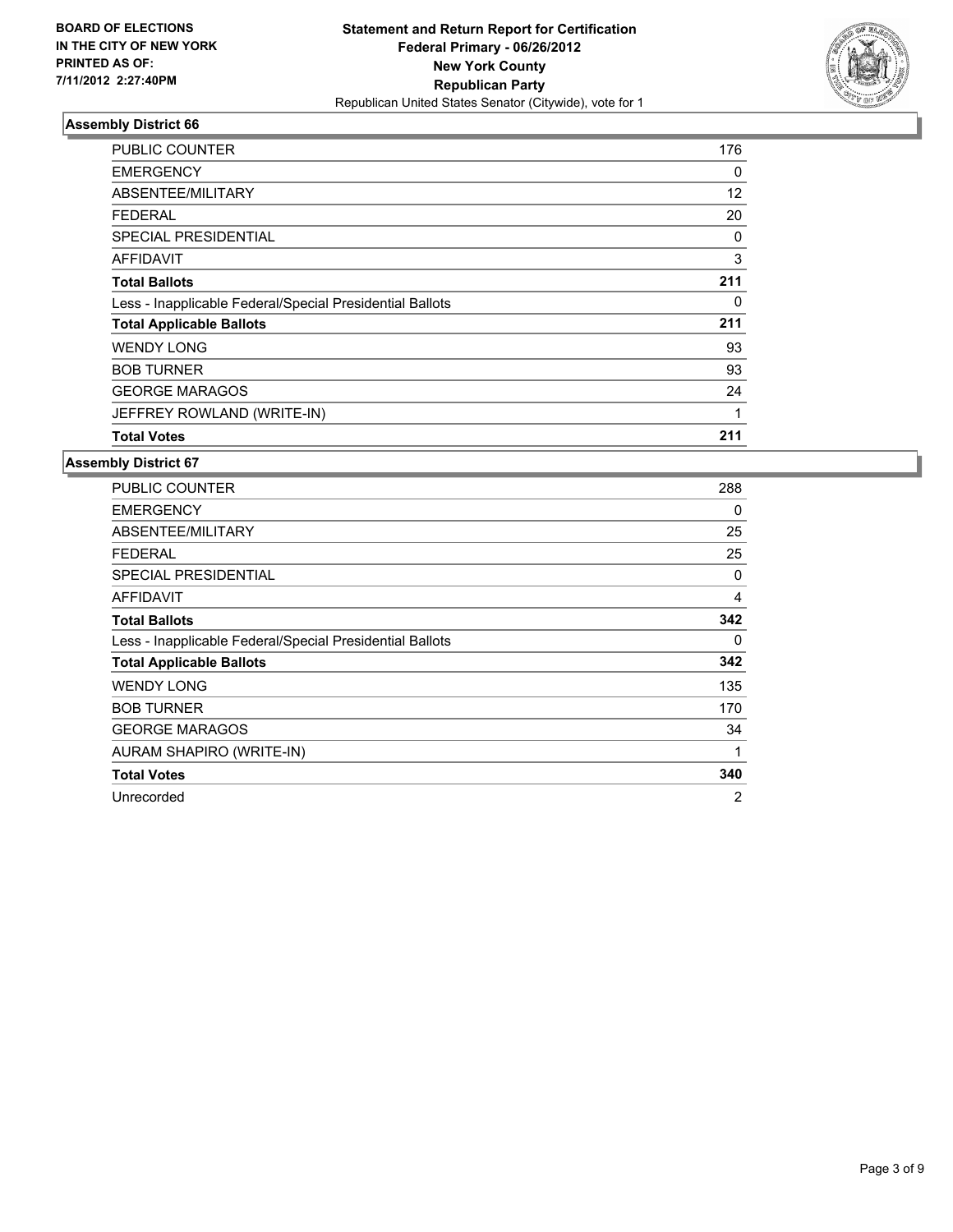**BOARD OF ELECTIONS
IN THE CITY OF NEW YORK
PRINTED AS OF:
7/11/2012 2:27:40PM**

**Statement and Return Report for Certification
Federal Primary - 06/26/2012
New York County
Republican Party**
Republican United States Senator (Citywide), vote for 1

### Assembly District 66

| | |
|---|---|
| PUBLIC COUNTER | 176 |
| EMERGENCY | 0 |
| ABSENTEE/MILITARY | 12 |
| FEDERAL | 20 |
| SPECIAL PRESIDENTIAL | 0 |
| AFFIDAVIT | 3 |
| **Total Ballots** | **211** |
| Less - Inapplicable Federal/Special Presidential Ballots | 0 |
| **Total Applicable Ballots** | **211** |
| WENDY LONG | 93 |
| BOB TURNER | 93 |
| GEORGE MARAGOS | 24 |
| JEFFREY ROWLAND (WRITE-IN) | 1 |
| **Total Votes** | **211** |

### Assembly District 67

| | |
|---|---|
| PUBLIC COUNTER | 288 |
| EMERGENCY | 0 |
| ABSENTEE/MILITARY | 25 |
| FEDERAL | 25 |
| SPECIAL PRESIDENTIAL | 0 |
| AFFIDAVIT | 4 |
| **Total Ballots** | **342** |
| Less - Inapplicable Federal/Special Presidential Ballots | 0 |
| **Total Applicable Ballots** | **342** |
| WENDY LONG | 135 |
| BOB TURNER | 170 |
| GEORGE MARAGOS | 34 |
| AURAM SHAPIRO (WRITE-IN) | 1 |
| **Total Votes** | **340** |
| Unrecorded | 2 |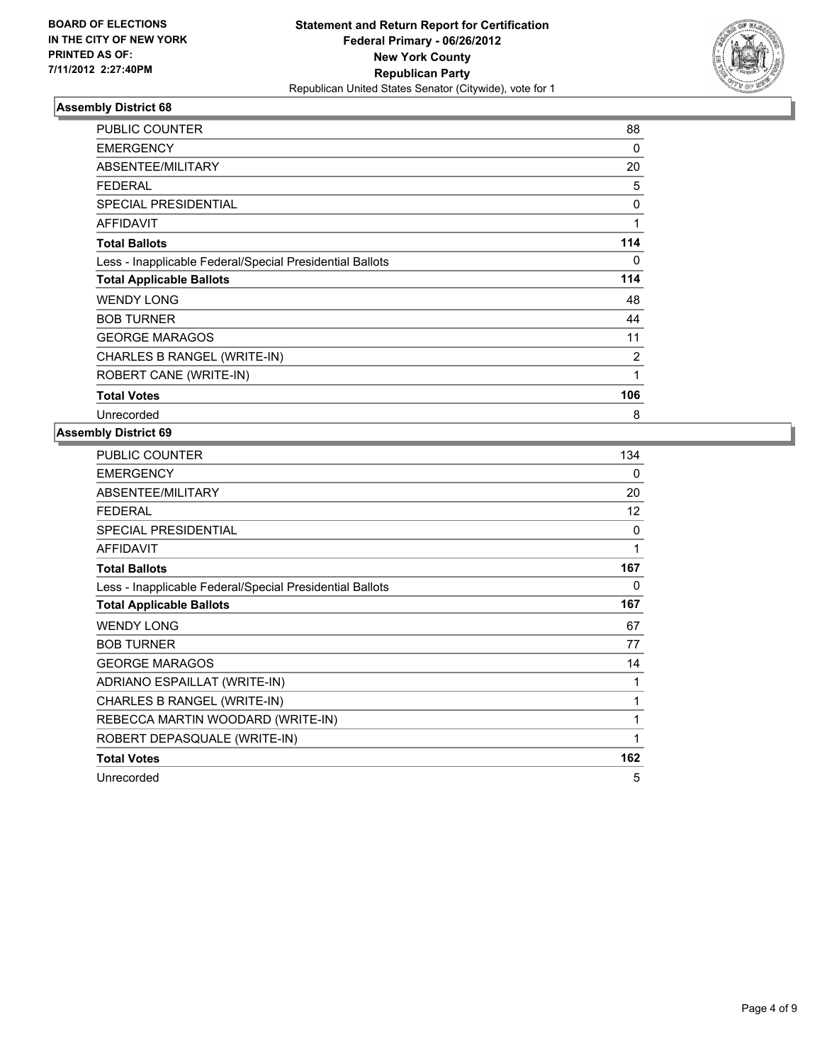BOARD OF ELECTIONS
IN THE CITY OF NEW YORK
PRINTED AS OF:
7/11/2012 2:27:40PM

**Statement and Return Report for Certification**
**Federal Primary - 06/26/2012**
**New York County**
**Republican Party**
Republican United States Senator (Citywide), vote for 1

### Assembly District 68

| | |
|---|---|
| PUBLIC COUNTER | 88 |
| EMERGENCY | 0 |
| ABSENTEE/MILITARY | 20 |
| FEDERAL | 5 |
| SPECIAL PRESIDENTIAL | 0 |
| AFFIDAVIT | 1 |
| **Total Ballots** | **114** |
| Less - Inapplicable Federal/Special Presidential Ballots | 0 |
| **Total Applicable Ballots** | **114** |
| WENDY LONG | 48 |
| BOB TURNER | 44 |
| GEORGE MARAGOS | 11 |
| CHARLES B RANGEL (WRITE-IN) | 2 |
| ROBERT CANE (WRITE-IN) | 1 |
| **Total Votes** | **106** |
| Unrecorded | 8 |

### Assembly District 69

| | |
|---|---|
| PUBLIC COUNTER | 134 |
| EMERGENCY | 0 |
| ABSENTEE/MILITARY | 20 |
| FEDERAL | 12 |
| SPECIAL PRESIDENTIAL | 0 |
| AFFIDAVIT | 1 |
| **Total Ballots** | **167** |
| Less - Inapplicable Federal/Special Presidential Ballots | 0 |
| **Total Applicable Ballots** | **167** |
| WENDY LONG | 67 |
| BOB TURNER | 77 |
| GEORGE MARAGOS | 14 |
| ADRIANO ESPAILLAT (WRITE-IN) | 1 |
| CHARLES B RANGEL (WRITE-IN) | 1 |
| REBECCA MARTIN WOODARD (WRITE-IN) | 1 |
| ROBERT DEPASQUALE (WRITE-IN) | 1 |
| **Total Votes** | **162** |
| Unrecorded | 5 |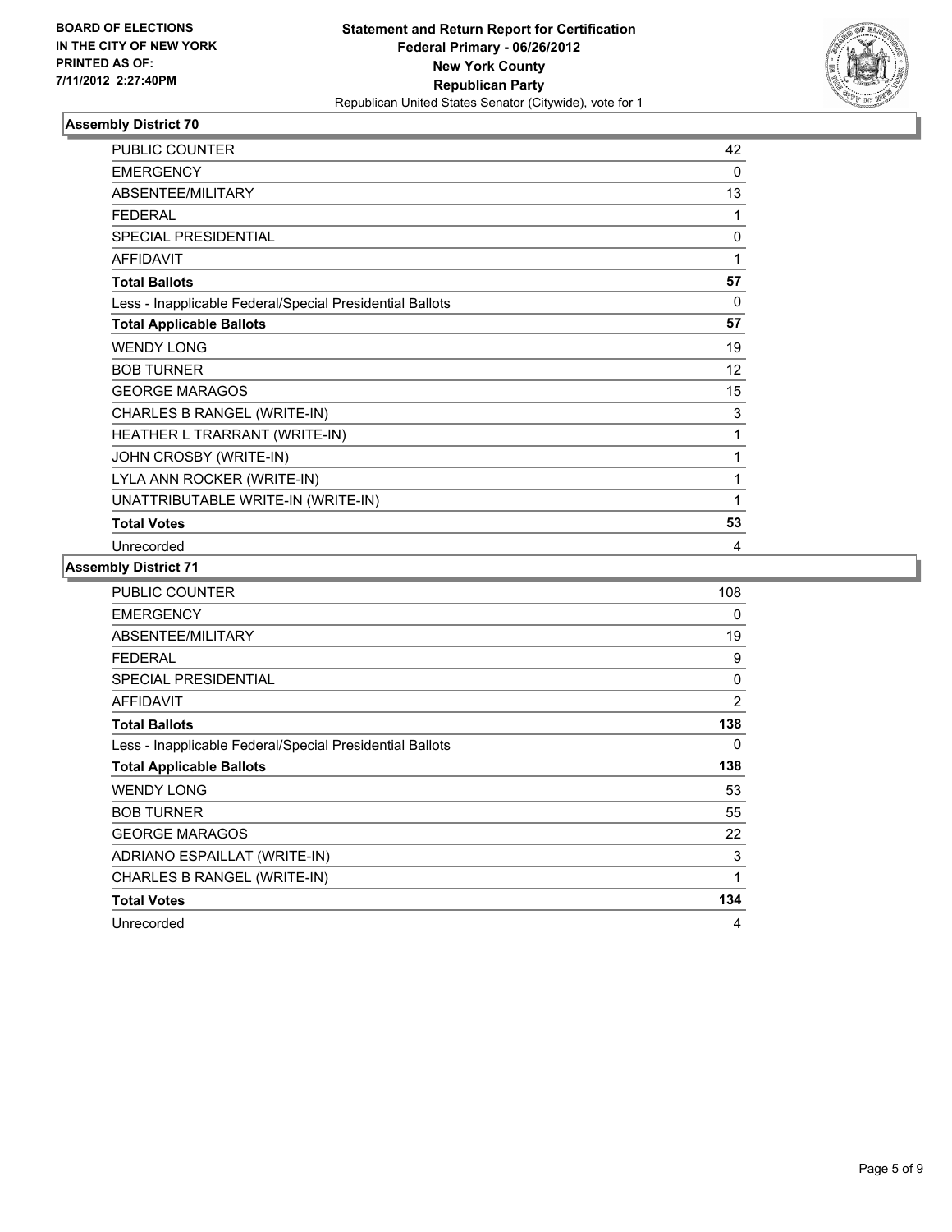BOARD OF ELECTIONS
IN THE CITY OF NEW YORK
PRINTED AS OF:
7/11/2012 2:27:40PM

**Statement and Return Report for Certification**
**Federal Primary - 06/26/2012**
**New York County**
**Republican Party**
Republican United States Senator (Citywide), vote for 1

### Assembly District 70

| | |
|---|---|
| PUBLIC COUNTER | 42 |
| EMERGENCY | 0 |
| ABSENTEE/MILITARY | 13 |
| FEDERAL | 1 |
| SPECIAL PRESIDENTIAL | 0 |
| AFFIDAVIT | 1 |
| **Total Ballots** | **57** |
| Less - Inapplicable Federal/Special Presidential Ballots | 0 |
| **Total Applicable Ballots** | **57** |
| WENDY LONG | 19 |
| BOB TURNER | 12 |
| GEORGE MARAGOS | 15 |
| CHARLES B RANGEL (WRITE-IN) | 3 |
| HEATHER L TRARRANT (WRITE-IN) | 1 |
| JOHN CROSBY (WRITE-IN) | 1 |
| LYLA ANN ROCKER (WRITE-IN) | 1 |
| UNATTRIBUTABLE WRITE-IN (WRITE-IN) | 1 |
| **Total Votes** | **53** |
| Unrecorded | 4 |

### Assembly District 71

| | |
|---|---|
| PUBLIC COUNTER | 108 |
| EMERGENCY | 0 |
| ABSENTEE/MILITARY | 19 |
| FEDERAL | 9 |
| SPECIAL PRESIDENTIAL | 0 |
| AFFIDAVIT | 2 |
| **Total Ballots** | **138** |
| Less - Inapplicable Federal/Special Presidential Ballots | 0 |
| **Total Applicable Ballots** | **138** |
| WENDY LONG | 53 |
| BOB TURNER | 55 |
| GEORGE MARAGOS | 22 |
| ADRIANO ESPAILLAT (WRITE-IN) | 3 |
| CHARLES B RANGEL (WRITE-IN) | 1 |
| **Total Votes** | **134** |
| Unrecorded | 4 |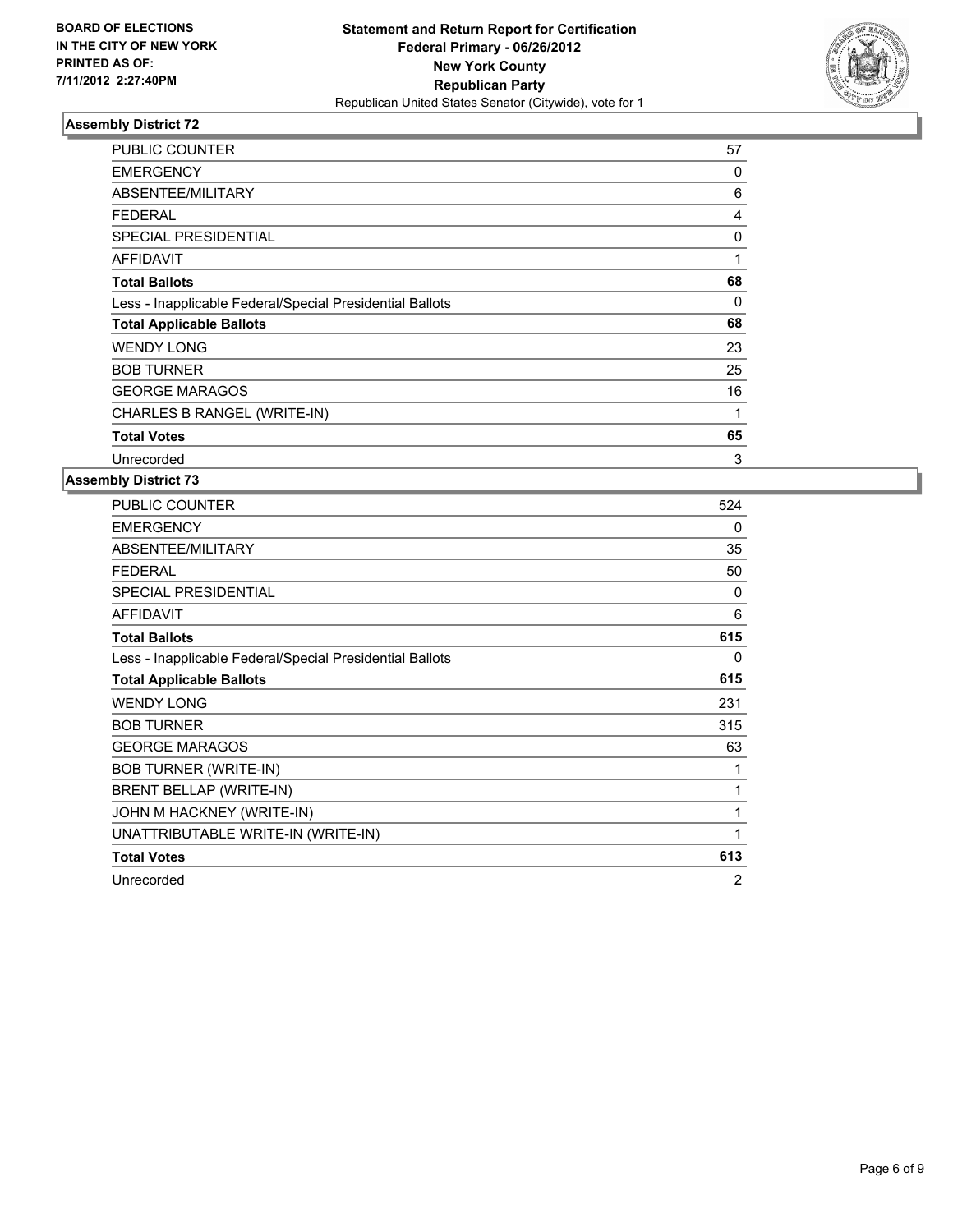**BOARD OF ELECTIONS IN THE CITY OF NEW YORK PRINTED AS OF: 7/11/2012 2:27:40PM**

**Statement and Return Report for Certification**
**Federal Primary - 06/26/2012**
**New York County**
**Republican Party**
Republican United States Senator (Citywide), vote for 1

### Assembly District 72

| | |
|---|---|
| PUBLIC COUNTER | 57 |
| EMERGENCY | 0 |
| ABSENTEE/MILITARY | 6 |
| FEDERAL | 4 |
| SPECIAL PRESIDENTIAL | 0 |
| AFFIDAVIT | 1 |
| **Total Ballots** | **68** |
| Less - Inapplicable Federal/Special Presidential Ballots | 0 |
| **Total Applicable Ballots** | **68** |
| WENDY LONG | 23 |
| BOB TURNER | 25 |
| GEORGE MARAGOS | 16 |
| CHARLES B RANGEL (WRITE-IN) | 1 |
| **Total Votes** | **65** |
| Unrecorded | 3 |

### Assembly District 73

| | |
|---|---|
| PUBLIC COUNTER | 524 |
| EMERGENCY | 0 |
| ABSENTEE/MILITARY | 35 |
| FEDERAL | 50 |
| SPECIAL PRESIDENTIAL | 0 |
| AFFIDAVIT | 6 |
| **Total Ballots** | **615** |
| Less - Inapplicable Federal/Special Presidential Ballots | 0 |
| **Total Applicable Ballots** | **615** |
| WENDY LONG | 231 |
| BOB TURNER | 315 |
| GEORGE MARAGOS | 63 |
| BOB TURNER (WRITE-IN) | 1 |
| BRENT BELLAP (WRITE-IN) | 1 |
| JOHN M HACKNEY (WRITE-IN) | 1 |
| UNATTRIBUTABLE WRITE-IN (WRITE-IN) | 1 |
| **Total Votes** | **613** |
| Unrecorded | 2 |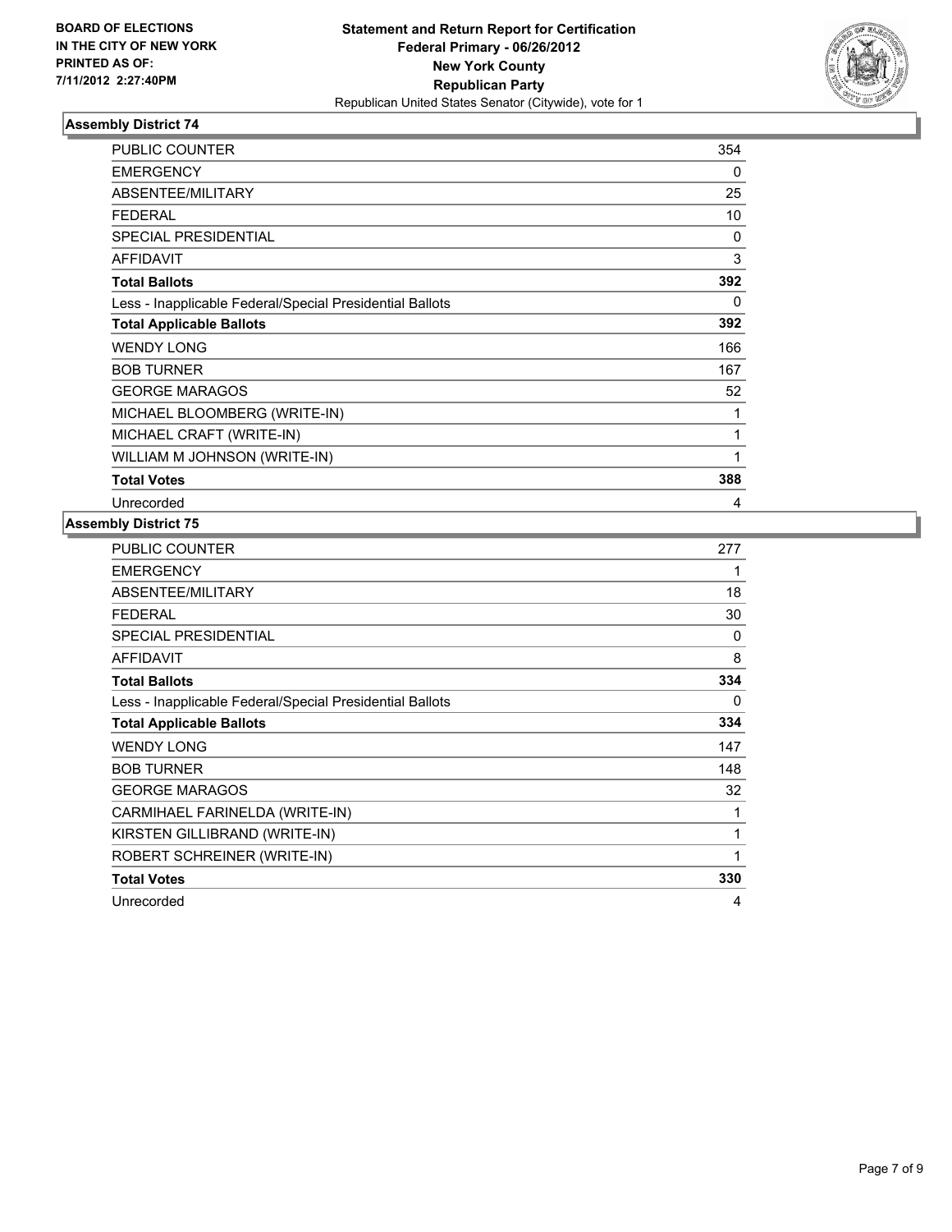**BOARD OF ELECTIONS IN THE CITY OF NEW YORK PRINTED AS OF: 7/11/2012 2:27:40PM**

**Statement and Return Report for Certification Federal Primary - 06/26/2012 New York County Republican Party**
Republican United States Senator (Citywide), vote for 1

## Assembly District 74

| | |
|---|---|
| PUBLIC COUNTER | 354 |
| EMERGENCY | 0 |
| ABSENTEE/MILITARY | 25 |
| FEDERAL | 10 |
| SPECIAL PRESIDENTIAL | 0 |
| AFFIDAVIT | 3 |
| **Total Ballots** | **392** |
| Less - Inapplicable Federal/Special Presidential Ballots | 0 |
| **Total Applicable Ballots** | **392** |
| WENDY LONG | 166 |
| BOB TURNER | 167 |
| GEORGE MARAGOS | 52 |
| MICHAEL BLOOMBERG (WRITE-IN) | 1 |
| MICHAEL CRAFT (WRITE-IN) | 1 |
| WILLIAM M JOHNSON (WRITE-IN) | 1 |
| **Total Votes** | **388** |
| Unrecorded | 4 |

## Assembly District 75

| | |
|---|---|
| PUBLIC COUNTER | 277 |
| EMERGENCY | 1 |
| ABSENTEE/MILITARY | 18 |
| FEDERAL | 30 |
| SPECIAL PRESIDENTIAL | 0 |
| AFFIDAVIT | 8 |
| **Total Ballots** | **334** |
| Less - Inapplicable Federal/Special Presidential Ballots | 0 |
| **Total Applicable Ballots** | **334** |
| WENDY LONG | 147 |
| BOB TURNER | 148 |
| GEORGE MARAGOS | 32 |
| CARMIHAEL FARINELDA (WRITE-IN) | 1 |
| KIRSTEN GILLIBRAND (WRITE-IN) | 1 |
| ROBERT SCHREINER (WRITE-IN) | 1 |
| **Total Votes** | **330** |
| Unrecorded | 4 |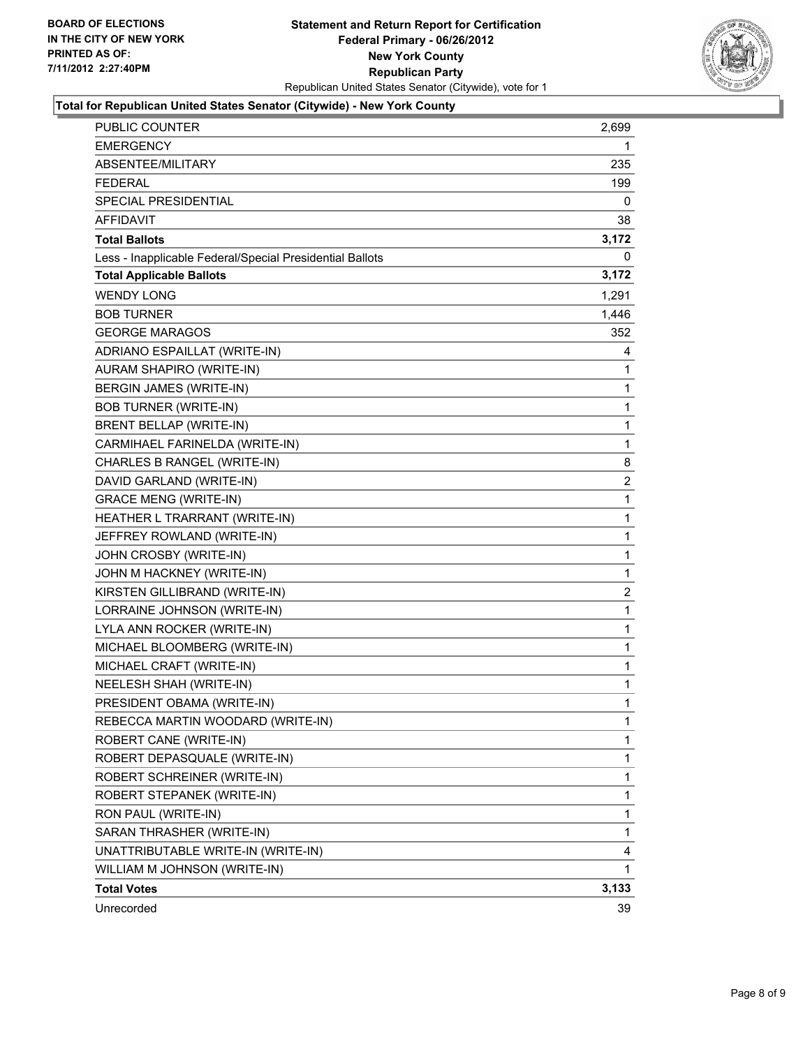BOARD OF ELECTIONS
IN THE CITY OF NEW YORK
PRINTED AS OF:
7/11/2012 2:27:40PM

**Statement and Return Report for Certification**
**Federal Primary - 06/26/2012**
**New York County**
**Republican Party**
Republican United States Senator (Citywide), vote for 1

**Total for Republican United States Senator (Citywide) - New York County**

| | |
|---|---|
| PUBLIC COUNTER | 2,699 |
| EMERGENCY | 1 |
| ABSENTEE/MILITARY | 235 |
| FEDERAL | 199 |
| SPECIAL PRESIDENTIAL | 0 |
| AFFIDAVIT | 38 |
| **Total Ballots** | **3,172** |
| Less - Inapplicable Federal/Special Presidential Ballots | 0 |
| **Total Applicable Ballots** | **3,172** |
| WENDY LONG | 1,291 |
| BOB TURNER | 1,446 |
| GEORGE MARAGOS | 352 |
| ADRIANO ESPAILLAT (WRITE-IN) | 4 |
| AURAM SHAPIRO (WRITE-IN) | 1 |
| BERGIN JAMES (WRITE-IN) | 1 |
| BOB TURNER (WRITE-IN) | 1 |
| BRENT BELLAP (WRITE-IN) | 1 |
| CARMIHAEL FARINELDA (WRITE-IN) | 1 |
| CHARLES B RANGEL (WRITE-IN) | 8 |
| DAVID GARLAND (WRITE-IN) | 2 |
| GRACE MENG (WRITE-IN) | 1 |
| HEATHER L TRARRANT (WRITE-IN) | 1 |
| JEFFREY ROWLAND (WRITE-IN) | 1 |
| JOHN CROSBY (WRITE-IN) | 1 |
| JOHN M HACKNEY (WRITE-IN) | 1 |
| KIRSTEN GILLIBRAND (WRITE-IN) | 2 |
| LORRAINE JOHNSON (WRITE-IN) | 1 |
| LYLA ANN ROCKER (WRITE-IN) | 1 |
| MICHAEL BLOOMBERG (WRITE-IN) | 1 |
| MICHAEL CRAFT (WRITE-IN) | 1 |
| NEELESH SHAH (WRITE-IN) | 1 |
| PRESIDENT OBAMA (WRITE-IN) | 1 |
| REBECCA MARTIN WOODARD (WRITE-IN) | 1 |
| ROBERT CANE (WRITE-IN) | 1 |
| ROBERT DEPASQUALE (WRITE-IN) | 1 |
| ROBERT SCHREINER (WRITE-IN) | 1 |
| ROBERT STEPANEK (WRITE-IN) | 1 |
| RON PAUL (WRITE-IN) | 1 |
| SARAN THRASHER (WRITE-IN) | 1 |
| UNATTRIBUTABLE WRITE-IN (WRITE-IN) | 4 |
| WILLIAM M JOHNSON (WRITE-IN) | 1 |
| **Total Votes** | **3,133** |
| Unrecorded | 39 |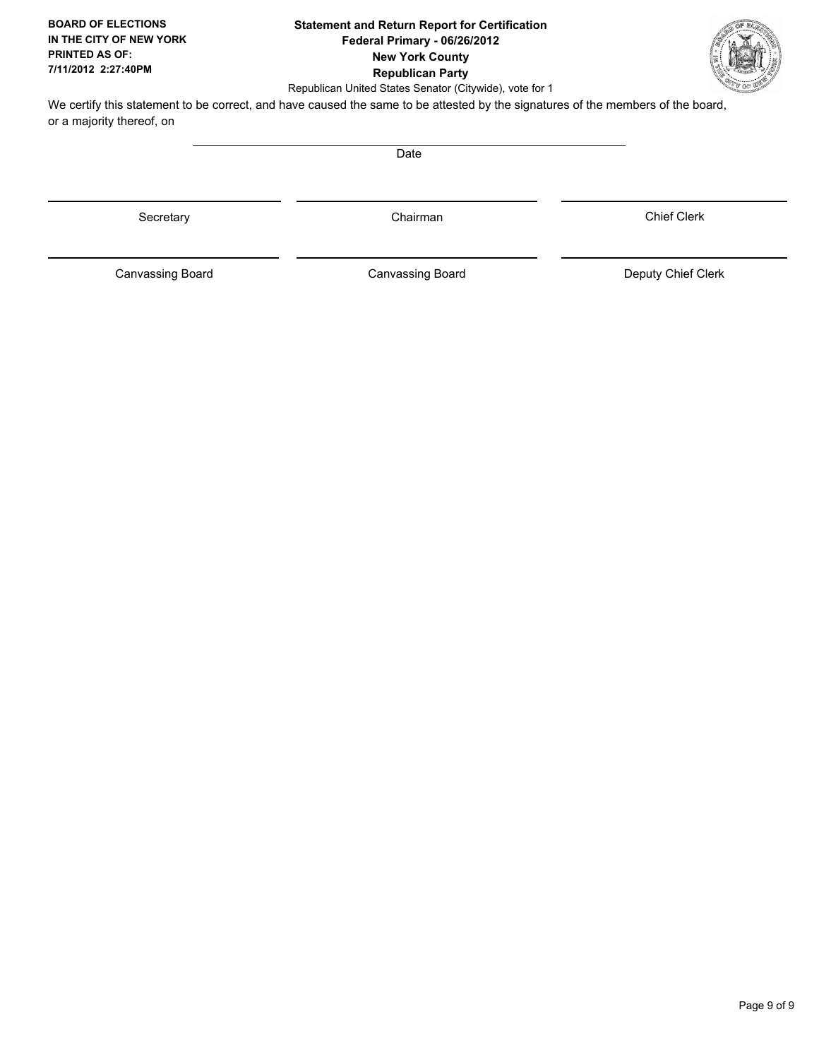**BOARD OF ELECTIONS**
**IN THE CITY OF NEW YORK**
**PRINTED AS OF:**
**7/11/2012 2:27:40PM**

**Statement and Return Report for Certification**
**Federal Primary - 06/26/2012**
**New York County**
**Republican Party**
Republican United States Senator (Citywide), vote for 1

We certify this statement to be correct, and have caused the same to be attested by the signatures of the members of the board, or a majority thereof, on

\_\_\_\_\_\_\_\_\_\_\_\_\_\_\_\_\_\_\_\_\_\_\_\_\_\_\_\_\_\_\_\_\_\_\_\_\_\_\_\_
Date

| | | |
|---|---|---|
| Secretary | Chairman | Chief Clerk |
| Canvassing Board | Canvassing Board | Deputy Chief Clerk |